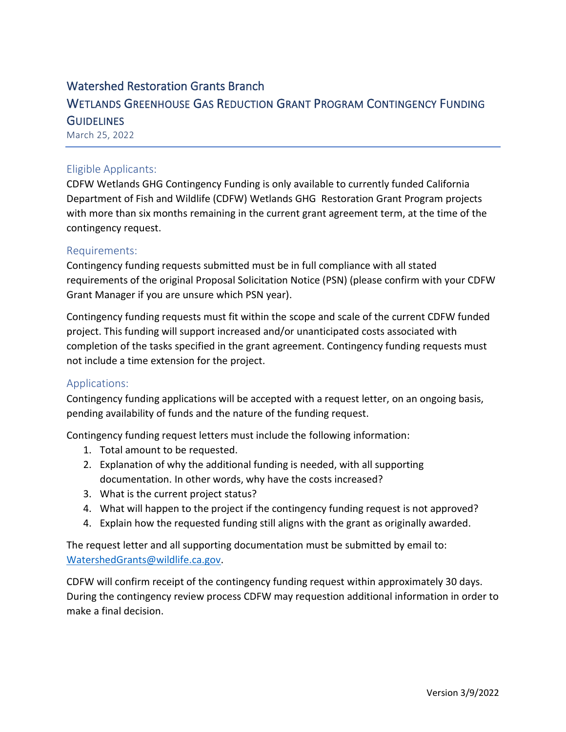# Watershed Restoration Grants Branch

## Wetlands Greenhouse Gas Reduction Grant Program Contingency Funding Guidelines

March 25, 2022

### Eligible Applicants:

CDFW Wetlands GHG Contingency Funding is only available to currently funded California Department of Fish and Wildlife (CDFW) Wetlands GHG Restoration Grant Program projects with more than six months remaining in the current grant agreement term, at the time of the contingency request.

### Requirements:

Contingency funding requests submitted must be in full compliance with all stated requirements of the original Proposal Solicitation Notice (PSN) (please confirm with your CDFW Grant Manager if you are unsure which PSN year).

Contingency funding requests must fit within the scope and scale of the current CDFW funded project. This funding will support increased and/or unanticipated costs associated with completion of the tasks specified in the grant agreement. Contingency funding requests must not include a time extension for the project.

### Applications:

Contingency funding applications will be accepted with a request letter, on an ongoing basis, pending availability of funds and the nature of the funding request.

Contingency funding request letters must include the following information:

1. Total amount to be requested.
2. Explanation of why the additional funding is needed, with all supporting documentation. In other words, why have the costs increased?
3. What is the current project status?
4. What will happen to the project if the contingency funding request is not approved?
4. Explain how the requested funding still aligns with the grant as originally awarded.

The request letter and all supporting documentation must be submitted by email to: WatershedGrants@wildlife.ca.gov.

CDFW will confirm receipt of the contingency funding request within approximately 30 days. During the contingency review process CDFW may requestion additional information in order to make a final decision.

Version 3/9/2022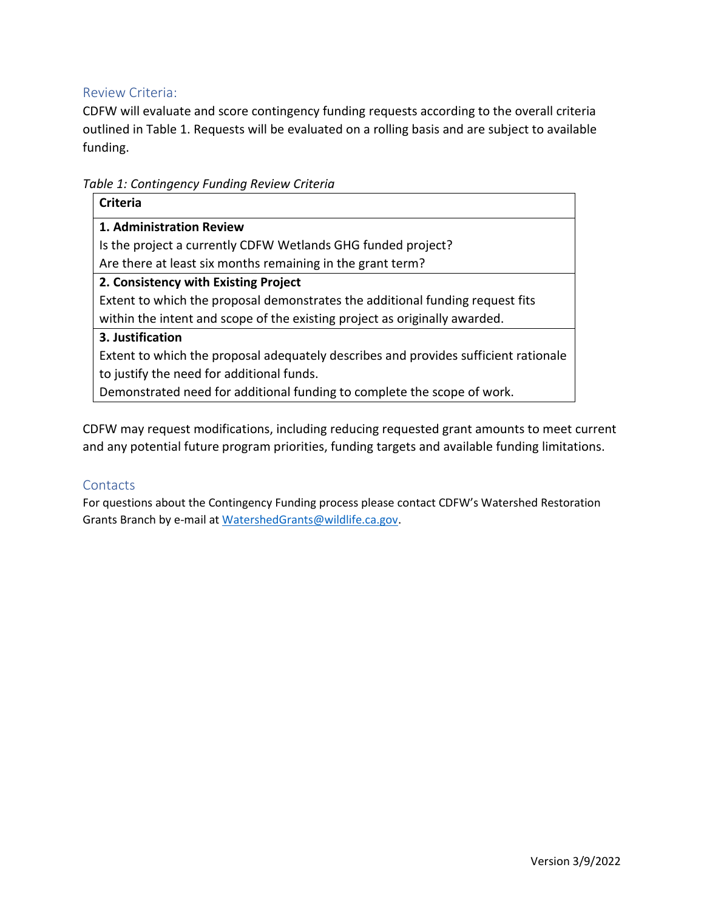## Review Criteria:

CDFW will evaluate and score contingency funding requests according to the overall criteria outlined in Table 1. Requests will be evaluated on a rolling basis and are subject to available funding.

*Table 1: Contingency Funding Review Criteria*

| **Criteria** |
|---|
| **1. Administration Review**<br>Is the project a currently CDFW Wetlands GHG funded project?<br>Are there at least six months remaining in the grant term? |
| **2. Consistency with Existing Project**<br>Extent to which the proposal demonstrates the additional funding request fits within the intent and scope of the existing project as originally awarded. |
| **3. Justification**<br>Extent to which the proposal adequately describes and provides sufficient rationale to justify the need for additional funds.<br>Demonstrated need for additional funding to complete the scope of work. |

CDFW may request modifications, including reducing requested grant amounts to meet current and any potential future program priorities, funding targets and available funding limitations.

## Contacts

For questions about the Contingency Funding process please contact CDFW's Watershed Restoration Grants Branch by e-mail at [WatershedGrants@wildlife.ca.gov](mailto:WatershedGrants@wildlife.ca.gov).

Version 3/9/2022